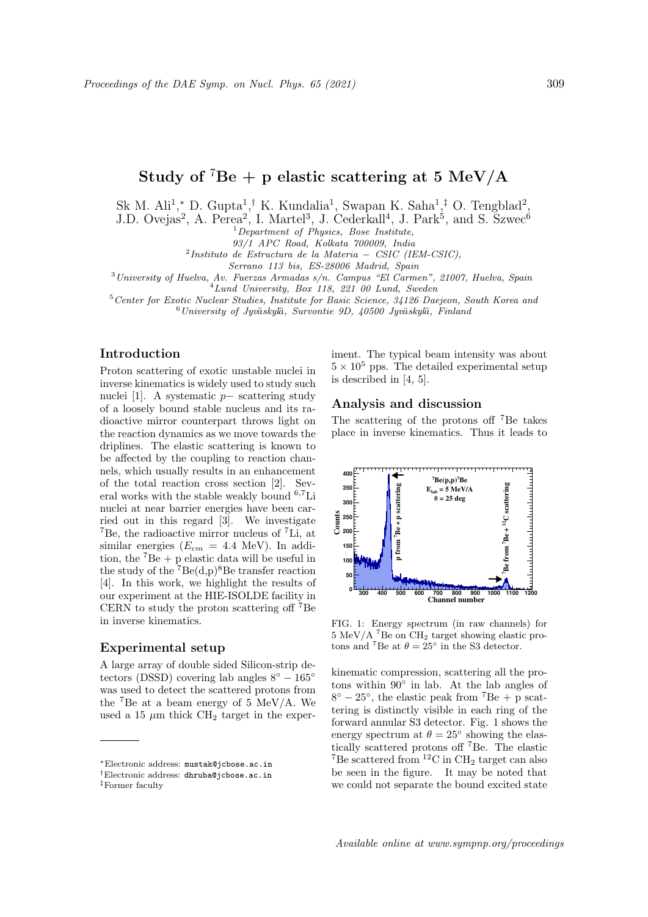# Study of $^7$Be + p elastic scattering at 5 MeV/A

Sk M. Ali[1,*] D. Gupta[1,†] K. Kundalia[1], Swapan K. Saha[1,‡] O. Tengblad[2], J.D. Ovejas[2], A. Perea[2], I. Martel[3], J. Cederkall[4], J. Park[5], and S. Szwec[6]

[1] *Department of Physics, Bose Institute, 93/1 APC Road, Kolkata 700009, India*

[2] *Instituto de Estructura de la Materia − CSIC (IEM-CSIC), Serrano 113 bis, ES-28006 Madrid, Spain*

[3] *University of Huelva, Av. Fuerzas Armadas s/n. Campus "El Carmen", 21007, Huelva, Spain*

[4] *Lund University, Box 118, 221 00 Lund, Sweden*

[5] *Center for Exotic Nuclear Studies, Institute for Basic Science, 34126 Daejeon, South Korea and*

[6] *University of Jyväskylä, Survontie 9D, 40500 Jyväskylä, Finland*

## Introduction

Proton scattering of exotic unstable nuclei in inverse kinematics is widely used to study such nuclei [1]. A systematic $p-$ scattering study of a loosely bound stable nucleus and its radioactive mirror counterpart throws light on the reaction dynamics as we move towards the driplines. The elastic scattering is known to be affected by the coupling to reaction channels, which usually results in an enhancement of the total reaction cross section [2]. Several works with the stable weakly bound $^{6,7}$Li nuclei at near barrier energies have been carried out in this regard [3]. We investigate $^7$Be, the radioactive mirror nucleus of $^7$Li, at similar energies ($E_{cm}$ = 4.4 MeV). In addition, the $^7$Be + p elastic data will be useful in the study of the $^7$Be(d,p)$^8$Be transfer reaction [4]. In this work, we highlight the results of our experiment at the HIE-ISOLDE facility in CERN to study the proton scattering off $^7$Be in inverse kinematics.

## Experimental setup

A large array of double sided Silicon-strip detectors (DSSD) covering lab angles $8^\circ - 165^\circ$ was used to detect the scattered protons from the $^7$Be at a beam energy of 5 MeV/A. We used a 15 $\mu$m thick $CH_2$ target in the experiment. The typical beam intensity was about $5 \times 10^5$ pps. The detailed experimental setup is described in [4, 5].

## Analysis and discussion

The scattering of the protons off $^7$Be takes place in inverse kinematics. Thus it leads to kinematic compression, scattering all the protons within 90° in lab. At the lab angles of $8^\circ - 25^\circ$, the elastic peak from $^7$Be + p scattering is distinctly visible in each ring of the forward annular S3 detector. Fig. 1 shows the energy spectrum at $\theta = 25^\circ$ showing the elastically scattered protons off $^7$Be. The elastic $^7$Be scattered from $^{12}$C in $CH_2$ target can also be seen in the figure. It may be noted that we could not separate the bound excited state

$^7$Be(p,p)$^7$Be
$E_{lab}$ = 5 MeV/A
θ = 25 deg
p from $^7$Be + p scattering
$^7$Be from $^7$Be + $^{12}$C scattering
Counts
Channel number
0 50 100 150 200 250 300 350 400
300 400 500 600 700 800 900 1000 1100 1200

FIG. 1: Energy spectrum (in raw channels) for 5 MeV/A $^7$Be on $CH_2$ target showing elastic protons and $^7$Be at $\theta = 25^\circ$ in the S3 detector.

---

*Electronic address: mustak@jcbose.ac.in

†Electronic address: dhruba@jcbose.ac.in

‡Former faculty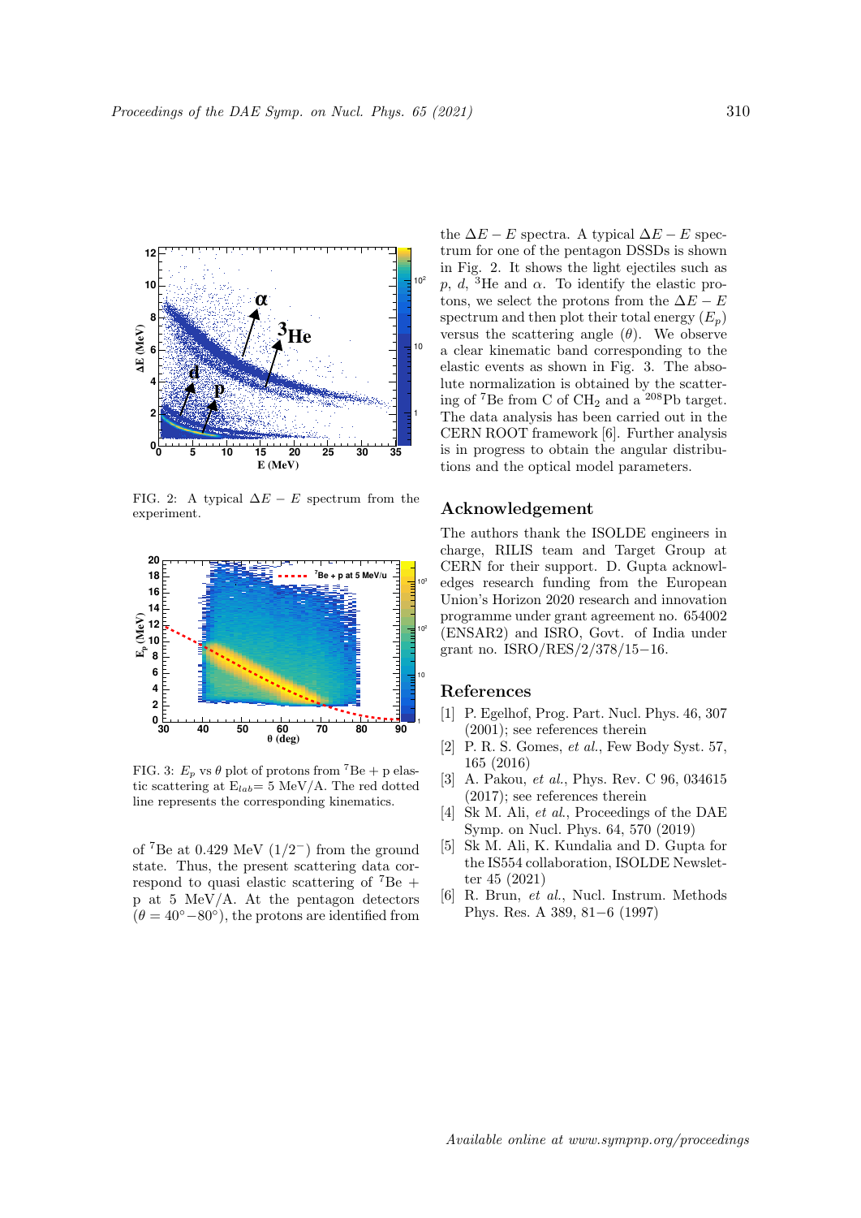12
10
8
6
4
2
0
ΔE (MeV)
0 5 10 15 20 25 30 35
E (MeV)
α
$^3$He
d
p
$10^2$
10
1

FIG. 2: A typical $\Delta E - E$ spectrum from the experiment.

20
18
16
14
12
10
8
6
4
2
0
$E_p$ (MeV)
30 40 50 60 70 80 90
θ (deg)
$^7$Be + p at 5 MeV/u
$10^3$
$10^2$
10
1

FIG. 3: $E_p$ vs $\theta$ plot of protons from $^7$Be + p elastic scattering at $E_{lab}$= 5 MeV/A. The red dotted line represents the corresponding kinematics.

of $^7$Be at 0.429 MeV ($1/2^-$) from the ground state. Thus, the present scattering data correspond to quasi elastic scattering of $^7$Be + p at 5 MeV/A. At the pentagon detectors ($\theta = 40^\circ - 80^\circ$), the protons are identified from the $\Delta E - E$ spectra. A typical $\Delta E - E$ spectrum for one of the pentagon DSSDs is shown in Fig. 2. It shows the light ejectiles such as $p$, $d$, $^3$He and $\alpha$. To identify the elastic protons, we select the protons from the $\Delta E - E$ spectrum and then plot their total energy ($E_p$) versus the scattering angle ($\theta$). We observe a clear kinematic band corresponding to the elastic events as shown in Fig. 3. The absolute normalization is obtained by the scattering of $^7$Be from C of $CH_2$ and a $^{208}$Pb target. The data analysis has been carried out in the CERN ROOT framework [6]. Further analysis is in progress to obtain the angular distributions and the optical model parameters.

## Acknowledgement

The authors thank the ISOLDE engineers in charge, RILIS team and Target Group at CERN for their support. D. Gupta acknowledges research funding from the European Union's Horizon 2020 research and innovation programme under grant agreement no. 654002 (ENSAR2) and ISRO, Govt. of India under grant no. ISRO/RES/2/378/15−16.

## References

[1] P. Egelhof, Prog. Part. Nucl. Phys. 46, 307 (2001); see references therein

[2] P. R. S. Gomes, *et al.*, Few Body Syst. 57, 165 (2016)

[3] A. Pakou, *et al.*, Phys. Rev. C 96, 034615 (2017); see references therein

[4] Sk M. Ali, *et al.*, Proceedings of the DAE Symp. on Nucl. Phys. 64, 570 (2019)

[5] Sk M. Ali, K. Kundalia and D. Gupta for the IS554 collaboration, ISOLDE Newsletter 45 (2021)

[6] R. Brun, *et al.*, Nucl. Instrum. Methods Phys. Res. A 389, 81−6 (1997)